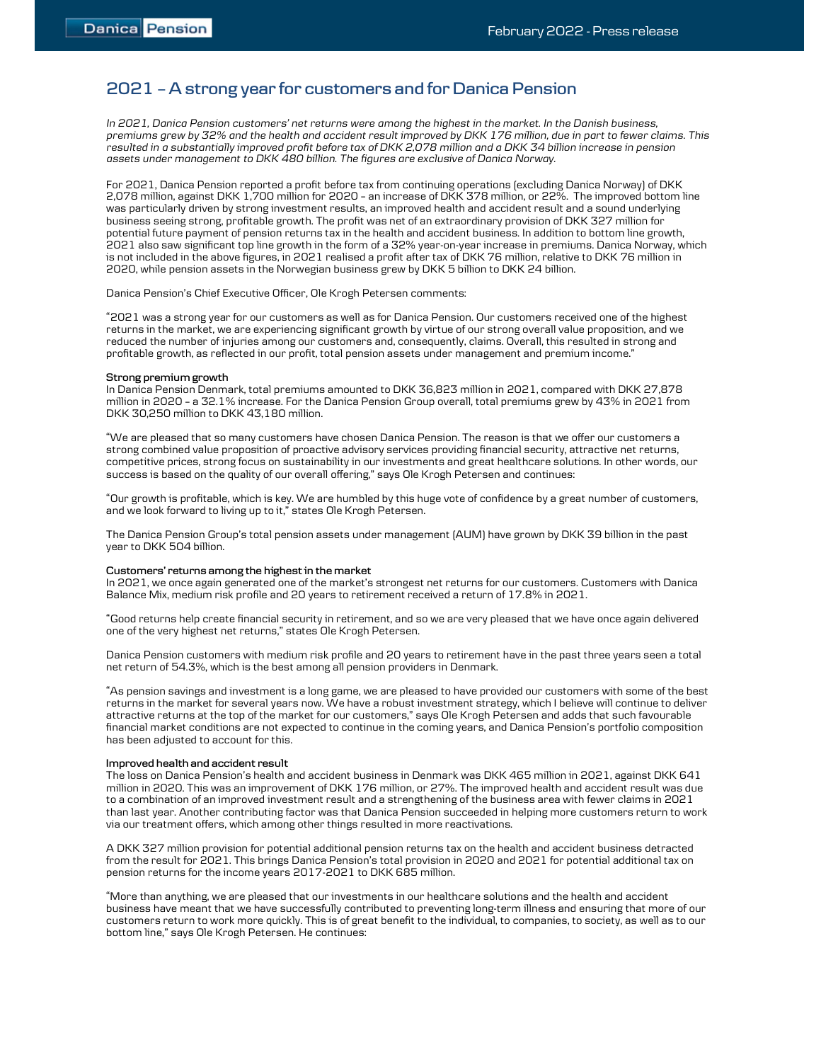# 2021 – A strong year for customers and for Danica Pension

*In 2021, Danica Pension customers' net returns were among the highest in the market. In the Danish business, premiums grew by 32% and the health and accident result improved by DKK 176 million, due in part to fewer claims. This resulted in a substantially improved profit before tax of DKK 2,078 million and a DKK 34 billion increase in pension assets under management to DKK 480 billion. The figures are exclusive of Danica Norway.*

For 2021, Danica Pension reported a profit before tax from continuing operations (excluding Danica Norway) of DKK 2,078 million, against DKK 1,700 million for 2020 – an increase of DKK 378 million, or 22%. The improved bottom line was particularly driven by strong investment results, an improved health and accident result and a sound underlying business seeing strong, profitable growth. The profit was net of an extraordinary provision of DKK 327 million for potential future payment of pension returns tax in the health and accident business. In addition to bottom line growth, 2021 also saw significant top line growth in the form of a 32% year-on-year increase in premiums. Danica Norway, which is not included in the above figures, in 2021 realised a profit after tax of DKK 76 million, relative to DKK 76 million in 2020, while pension assets in the Norwegian business grew by DKK 5 billion to DKK 24 billion.

Danica Pension's Chief Executive Officer, Ole Krogh Petersen comments:

"2021 was a strong year for our customers as well as for Danica Pension. Our customers received one of the highest returns in the market, we are experiencing significant growth by virtue of our strong overall value proposition, and we reduced the number of injuries among our customers and, consequently, claims. Overall, this resulted in strong and profitable growth, as reflected in our profit, total pension assets under management and premium income."

**Strong premium growth**

In Danica Pension Denmark, total premiums amounted to DKK 36,823 million in 2021, compared with DKK 27,878 million in 2020 – a 32.1% increase. For the Danica Pension Group overall, total premiums grew by 43% in 2021 from DKK 30,250 million to DKK 43,180 million.

"We are pleased that so many customers have chosen Danica Pension. The reason is that we offer our customers a strong combined value proposition of proactive advisory services providing financial security, attractive net returns, competitive prices, strong focus on sustainability in our investments and great healthcare solutions. In other words, our success is based on the quality of our overall offering," says Ole Krogh Petersen and continues:

"Our growth is profitable, which is key. We are humbled by this huge vote of confidence by a great number of customers, and we look forward to living up to it," states Ole Krogh Petersen.

The Danica Pension Group's total pension assets under management (AUM) have grown by DKK 39 billion in the past year to DKK 504 billion.

**Customers' returns among the highest in the market**

In 2021, we once again generated one of the market's strongest net returns for our customers. Customers with Danica Balance Mix, medium risk profile and 20 years to retirement received a return of 17.8% in 2021.

"Good returns help create financial security in retirement, and so we are very pleased that we have once again delivered one of the very highest net returns," states Ole Krogh Petersen.

Danica Pension customers with medium risk profile and 20 years to retirement have in the past three years seen a total net return of 54.3%, which is the best among all pension providers in Denmark.

"As pension savings and investment is a long game, we are pleased to have provided our customers with some of the best returns in the market for several years now. We have a robust investment strategy, which I believe will continue to deliver attractive returns at the top of the market for our customers," says Ole Krogh Petersen and adds that such favourable financial market conditions are not expected to continue in the coming years, and Danica Pension's portfolio composition has been adjusted to account for this.

**Improved health and accident result**

The loss on Danica Pension's health and accident business in Denmark was DKK 465 million in 2021, against DKK 641 million in 2020. This was an improvement of DKK 176 million, or 27%. The improved health and accident result was due to a combination of an improved investment result and a strengthening of the business area with fewer claims in 2021 than last year. Another contributing factor was that Danica Pension succeeded in helping more customers return to work via our treatment offers, which among other things resulted in more reactivations.

A DKK 327 million provision for potential additional pension returns tax on the health and accident business detracted from the result for 2021. This brings Danica Pension's total provision in 2020 and 2021 for potential additional tax on pension returns for the income years 2017-2021 to DKK 685 million.

"More than anything, we are pleased that our investments in our healthcare solutions and the health and accident business have meant that we have successfully contributed to preventing long-term illness and ensuring that more of our customers return to work more quickly. This is of great benefit to the individual, to companies, to society, as well as to our bottom line," says Ole Krogh Petersen. He continues: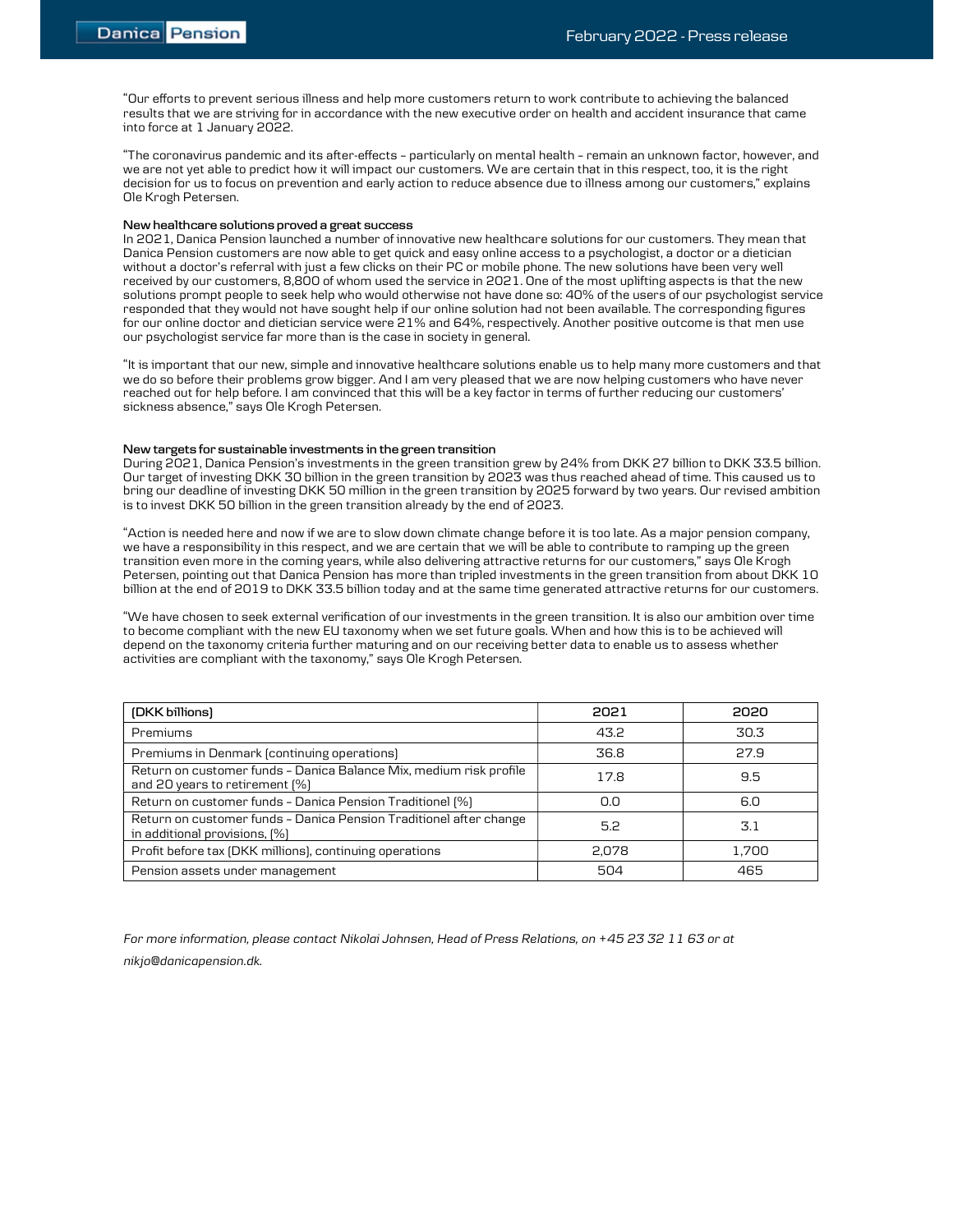"Our efforts to prevent serious illness and help more customers return to work contribute to achieving the balanced results that we are striving for in accordance with the new executive order on health and accident insurance that came into force at 1 January 2022.

"The coronavirus pandemic and its after-effects – particularly on mental health – remain an unknown factor, however, and we are not yet able to predict how it will impact our customers. We are certain that in this respect, too, it is the right decision for us to focus on prevention and early action to reduce absence due to illness among our customers," explains Ole Krogh Petersen.

**New healthcare solutions proved a great success**

In 2021, Danica Pension launched a number of innovative new healthcare solutions for our customers. They mean that Danica Pension customers are now able to get quick and easy online access to a psychologist, a doctor or a dietician without a doctor's referral with just a few clicks on their PC or mobile phone. The new solutions have been very well received by our customers, 8,800 of whom used the service in 2021. One of the most uplifting aspects is that the new solutions prompt people to seek help who would otherwise not have done so: 40% of the users of our psychologist service responded that they would not have sought help if our online solution had not been available. The corresponding figures for our online doctor and dietician service were 21% and 64%, respectively. Another positive outcome is that men use our psychologist service far more than is the case in society in general.

"It is important that our new, simple and innovative healthcare solutions enable us to help many more customers and that we do so before their problems grow bigger. And I am very pleased that we are now helping customers who have never reached out for help before. I am convinced that this will be a key factor in terms of further reducing our customers' sickness absence," says Ole Krogh Petersen.

**New targets for sustainable investments in the green transition**

During 2021, Danica Pension's investments in the green transition grew by 24% from DKK 27 billion to DKK 33.5 billion. Our target of investing DKK 30 billion in the green transition by 2023 was thus reached ahead of time. This caused us to bring our deadline of investing DKK 50 million in the green transition by 2025 forward by two years. Our revised ambition is to invest DKK 50 billion in the green transition already by the end of 2023.

"Action is needed here and now if we are to slow down climate change before it is too late. As a major pension company, we have a responsibility in this respect, and we are certain that we will be able to contribute to ramping up the green transition even more in the coming years, while also delivering attractive returns for our customers," says Ole Krogh Petersen, pointing out that Danica Pension has more than tripled investments in the green transition from about DKK 10 billion at the end of 2019 to DKK 33.5 billion today and at the same time generated attractive returns for our customers.

"We have chosen to seek external verification of our investments in the green transition. It is also our ambition over time to become compliant with the new EU taxonomy when we set future goals. When and how this is to be achieved will depend on the taxonomy criteria further maturing and on our receiving better data to enable us to assess whether activities are compliant with the taxonomy," says Ole Krogh Petersen.

| (DKK billions) | 2021 | 2020 |
|---|---|---|
| Premiums | 43.2 | 30.3 |
| Premiums in Denmark (continuing operations) | 36.8 | 27.9 |
| Return on customer funds - Danica Balance Mix, medium risk profile and 20 years to retirement (%) | 17.8 | 9.5 |
| Return on customer funds - Danica Pension Traditionel (%) | 0.0 | 6.0 |
| Return on customer funds - Danica Pension Traditionel after change in additional provisions, (%) | 5.2 | 3.1 |
| Profit before tax (DKK millions), continuing operations | 2,078 | 1,700 |
| Pension assets under management | 504 | 465 |

*For more information, please contact Nikolai Johnsen, Head of Press Relations, on +45 23 32 11 63 or at nikjo@danicapension.dk.*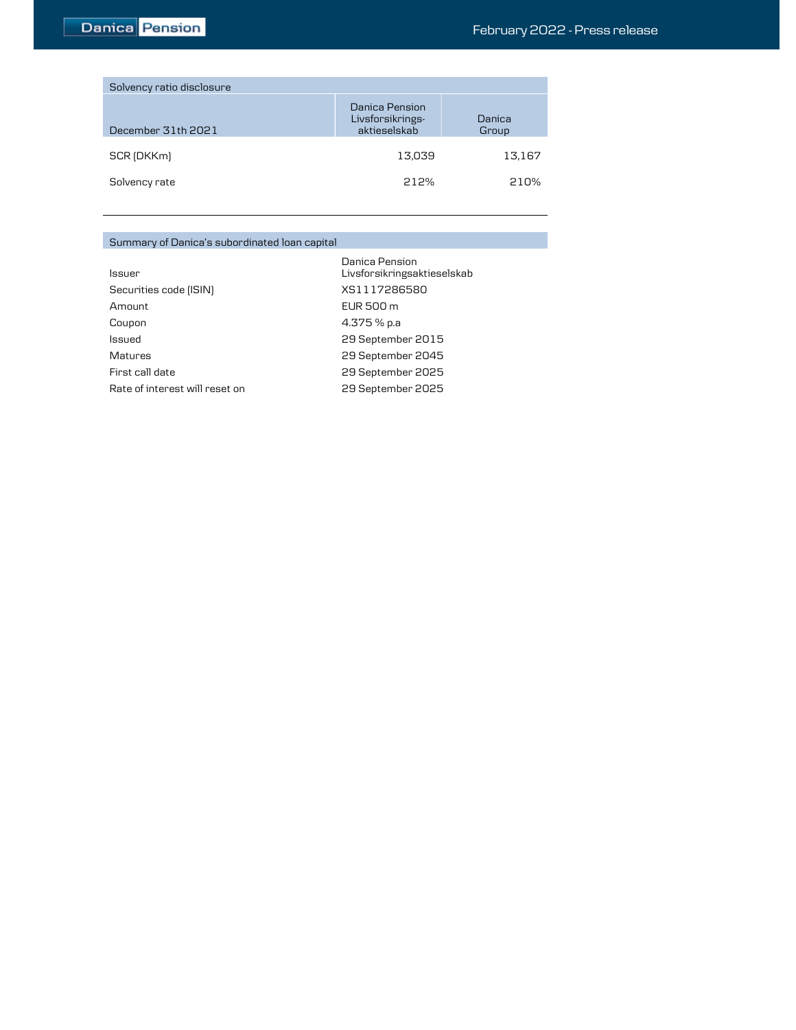| Solvency ratio disclosure | | |
|---|---|---|
| December 31th 2021 | Danica Pension Livsforsikrings-aktieselskab | Danica Group |
| SCR (DKKm) | 13,039 | 13,167 |
| Solvency rate | 212% | 210% |

| Summary of Danica's subordinated loan capital | |
|---|---|
| Issuer | Danica Pension Livsforsikringsaktieselskab |
| Securities code (ISIN) | XS1117286580 |
| Amount | EUR 500 m |
| Coupon | 4.375 % p.a |
| Issued | 29 September 2015 |
| Matures | 29 September 2045 |
| First call date | 29 September 2025 |
| Rate of interest will reset on | 29 September 2025 |